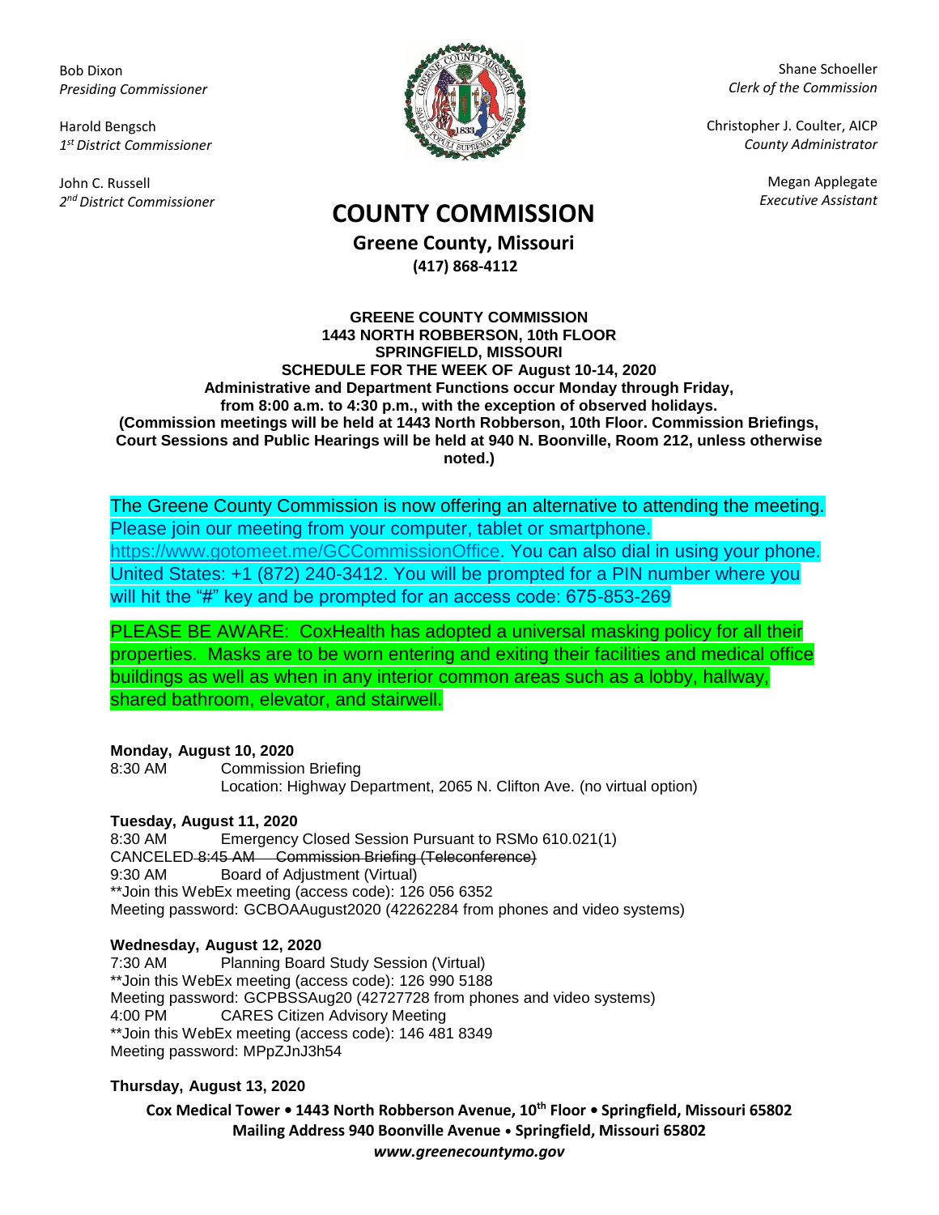Bob Dixon
*Presiding Commissioner*

Harold Bengsch
*1st District Commissioner*

John C. Russell
*2nd District Commissioner*

Shane Schoeller
*Clerk of the Commission*

Christopher J. Coulter, AICP
*County Administrator*

Megan Applegate
*Executive Assistant*

# COUNTY COMMISSION

**Greene County, Missouri**
**(417) 868-4112**

**GREENE COUNTY COMMISSION**
**1443 NORTH ROBBERSON, 10th FLOOR**
**SPRINGFIELD, MISSOURI**
**SCHEDULE FOR THE WEEK OF August 10-14, 2020**
**Administrative and Department Functions occur Monday through Friday, from 8:00 a.m. to 4:30 p.m., with the exception of observed holidays.**
**(Commission meetings will be held at 1443 North Robberson, 10th Floor. Commission Briefings, Court Sessions and Public Hearings will be held at 940 N. Boonville, Room 212, unless otherwise noted.)**

The Greene County Commission is now offering an alternative to attending the meeting. Please join our meeting from your computer, tablet or smartphone. https://www.gotomeet.me/GCCommissionOffice. You can also dial in using your phone. United States: +1 (872) 240-3412. You will be prompted for a PIN number where you will hit the "#" key and be prompted for an access code: 675-853-269

PLEASE BE AWARE: CoxHealth has adopted a universal masking policy for all their properties. Masks are to be worn entering and exiting their facilities and medical office buildings as well as when in any interior common areas such as a lobby, hallway, shared bathroom, elevator, and stairwell.

**Monday, August 10, 2020**
8:30 AM Commission Briefing
Location: Highway Department, 2065 N. Clifton Ave. (no virtual option)

**Tuesday, August 11, 2020**
8:30 AM Emergency Closed Session Pursuant to RSMo 610.021(1)
CANCELED ~~8:45 AM Commission Briefing (Teleconference)~~
9:30 AM Board of Adjustment (Virtual)
**Join this WebEx meeting (access code): 126 056 6352
Meeting password: GCBOAAugust2020 (42262284 from phones and video systems)

**Wednesday, August 12, 2020**
7:30 AM Planning Board Study Session (Virtual)
**Join this WebEx meeting (access code): 126 990 5188
Meeting password: GCPBSSAug20 (42727728 from phones and video systems)
4:00 PM CARES Citizen Advisory Meeting
**Join this WebEx meeting (access code): 146 481 8349
Meeting password: MPpZJnJ3h54

**Thursday, August 13, 2020**

**Cox Medical Tower • 1443 North Robberson Avenue, 10th Floor • Springfield, Missouri 65802**
**Mailing Address 940 Boonville Avenue • Springfield, Missouri 65802**
***www.greenecountymo.gov***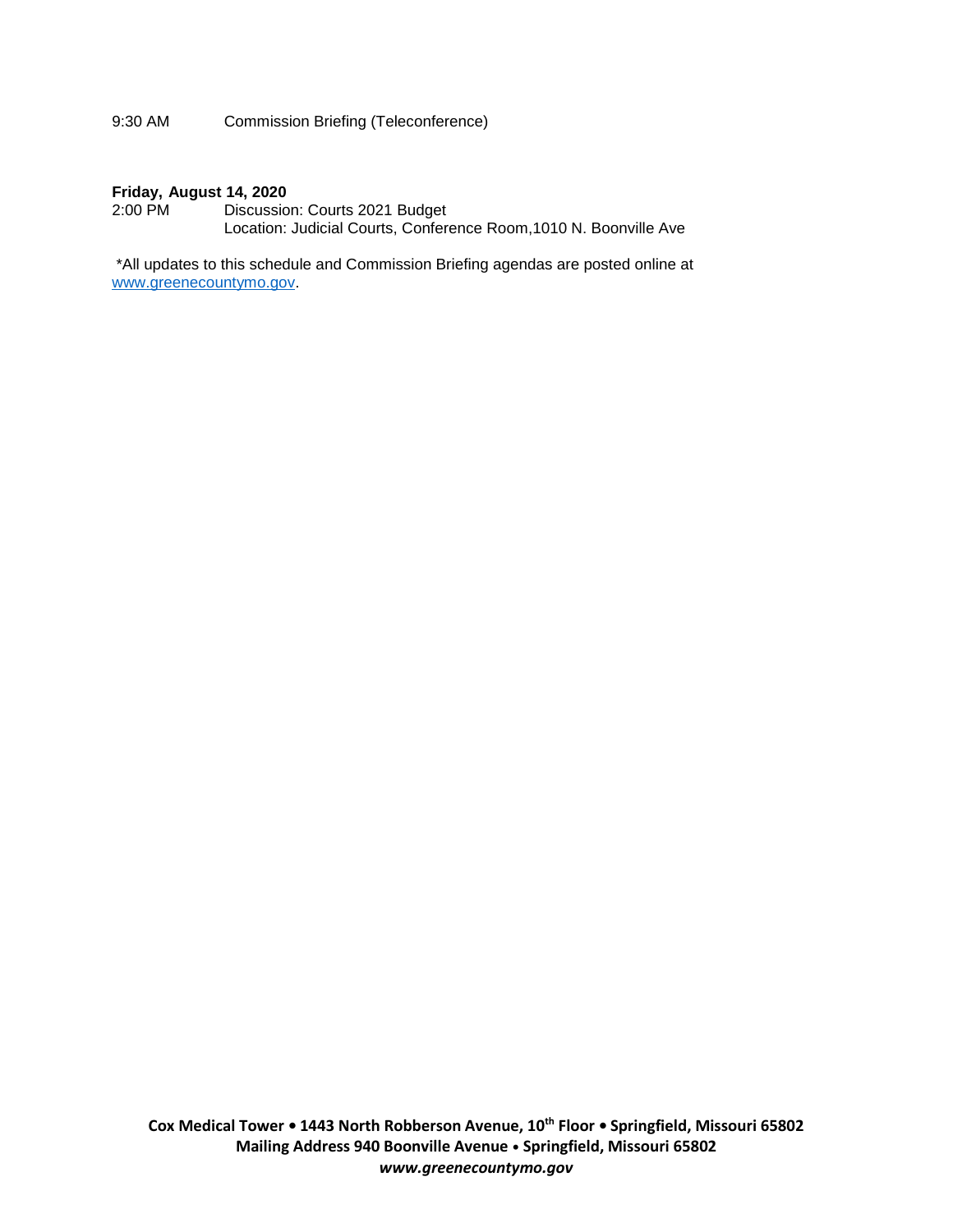9:30 AM Commission Briefing (Teleconference)

**Friday, August 14, 2020**

2:00 PM Discussion: Courts 2021 Budget
Location: Judicial Courts, Conference Room,1010 N. Boonville Ave

*All updates to this schedule and Commission Briefing agendas are posted online at [www.greenecountymo.gov](http://www.greenecountymo.gov).

**Cox Medical Tower • 1443 North Robberson Avenue, 10th Floor • Springfield, Missouri 65802**
**Mailing Address 940 Boonville Avenue • Springfield, Missouri 65802**
***www.greenecountymo.gov***